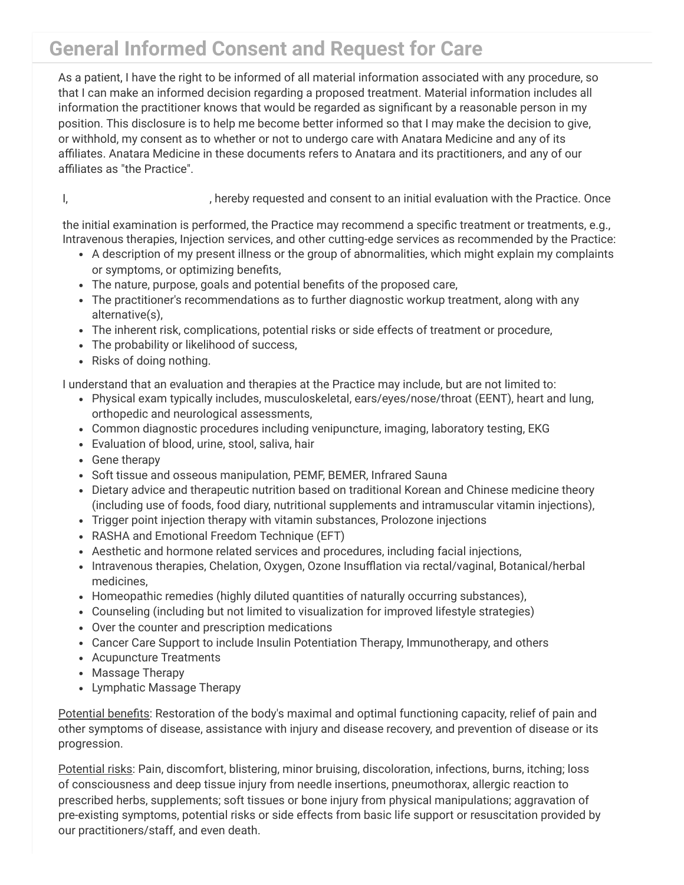# General Informed Consent and Request for Care

As a patient, I have the right to be informed of all material information associated with any procedure, so that I can make an informed decision regarding a proposed treatment. Material information includes all information the practitioner knows that would be regarded as significant by a reasonable person in my position. This disclosure is to help me become better informed so that I may make the decision to give, or withhold, my consent as to whether or not to undergo care with Anatara Medicine and any of its affiliates. Anatara Medicine in these documents refers to Anatara and its practitioners, and any of our affiliates as "the Practice".

I, \_\_\_\_\_\_\_\_\_\_\_\_\_\_\_\_\_\_\_\_\_\_\_\_, hereby requested and consent to an initial evaluation with the Practice. Once

the initial examination is performed, the Practice may recommend a specific treatment or treatments, e.g., Intravenous therapies, Injection services, and other cutting-edge services as recommended by the Practice:

- A description of my present illness or the group of abnormalities, which might explain my complaints or symptoms, or optimizing benefits,
- The nature, purpose, goals and potential benefits of the proposed care,
- The practitioner's recommendations as to further diagnostic workup treatment, along with any alternative(s),
- The inherent risk, complications, potential risks or side effects of treatment or procedure,
- The probability or likelihood of success,
- Risks of doing nothing.

I understand that an evaluation and therapies at the Practice may include, but are not limited to:

- Physical exam typically includes, musculoskeletal, ears/eyes/nose/throat (EENT), heart and lung, orthopedic and neurological assessments,
- Common diagnostic procedures including venipuncture, imaging, laboratory testing, EKG
- Evaluation of blood, urine, stool, saliva, hair
- Gene therapy
- Soft tissue and osseous manipulation, PEMF, BEMER, Infrared Sauna
- Dietary advice and therapeutic nutrition based on traditional Korean and Chinese medicine theory (including use of foods, food diary, nutritional supplements and intramuscular vitamin injections),
- Trigger point injection therapy with vitamin substances, Prolozone injections
- RASHA and Emotional Freedom Technique (EFT)
- Aesthetic and hormone related services and procedures, including facial injections,
- Intravenous therapies, Chelation, Oxygen, Ozone Insufflation via rectal/vaginal, Botanical/herbal medicines,
- Homeopathic remedies (highly diluted quantities of naturally occurring substances),
- Counseling (including but not limited to visualization for improved lifestyle strategies)
- Over the counter and prescription medications
- Cancer Care Support to include Insulin Potentiation Therapy, Immunotherapy, and others
- Acupuncture Treatments
- Massage Therapy
- Lymphatic Massage Therapy

Potential benefits: Restoration of the body's maximal and optimal functioning capacity, relief of pain and other symptoms of disease, assistance with injury and disease recovery, and prevention of disease or its progression.

Potential risks: Pain, discomfort, blistering, minor bruising, discoloration, infections, burns, itching; loss of consciousness and deep tissue injury from needle insertions, pneumothorax, allergic reaction to prescribed herbs, supplements; soft tissues or bone injury from physical manipulations; aggravation of pre-existing symptoms, potential risks or side effects from basic life support or resuscitation provided by our practitioners/staff, and even death.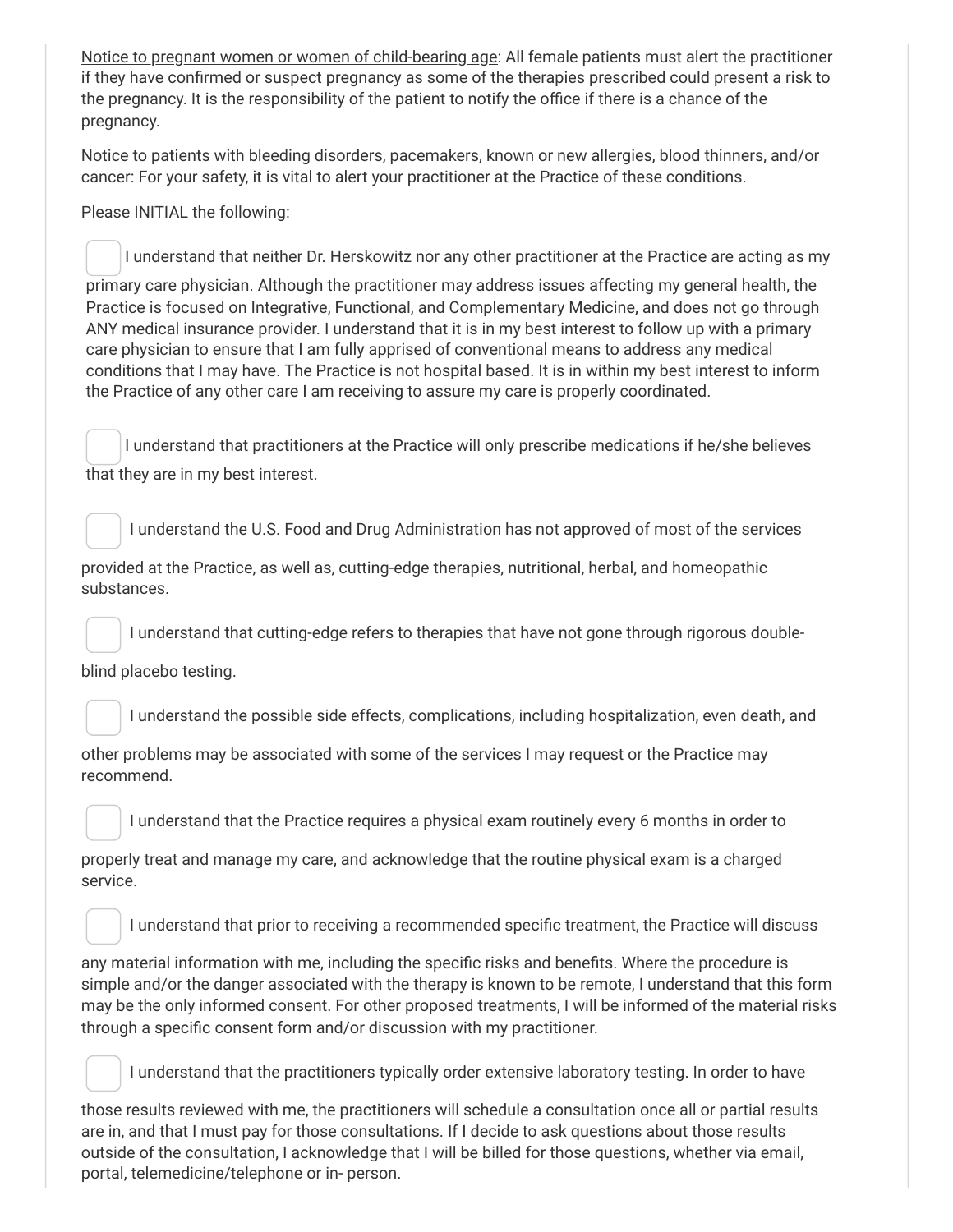Notice to pregnant women or women of child-bearing age: All female patients must alert the practitioner if they have confirmed or suspect pregnancy as some of the therapies prescribed could present a risk to the pregnancy. It is the responsibility of the patient to notify the office if there is a chance of the pregnancy.

Notice to patients with bleeding disorders, pacemakers, known or new allergies, blood thinners, and/or cancer: For your safety, it is vital to alert your practitioner at the Practice of these conditions.

Please INITIAL the following:

☐ I understand that neither Dr. Herskowitz nor any other practitioner at the Practice are acting as my primary care physician. Although the practitioner may address issues affecting my general health, the Practice is focused on Integrative, Functional, and Complementary Medicine, and does not go through ANY medical insurance provider. I understand that it is in my best interest to follow up with a primary care physician to ensure that I am fully apprised of conventional means to address any medical conditions that I may have. The Practice is not hospital based. It is in within my best interest to inform the Practice of any other care I am receiving to assure my care is properly coordinated.

☐ I understand that practitioners at the Practice will only prescribe medications if he/she believes that they are in my best interest.

☐ I understand the U.S. Food and Drug Administration has not approved of most of the services provided at the Practice, as well as, cutting-edge therapies, nutritional, herbal, and homeopathic substances.

☐ I understand that cutting-edge refers to therapies that have not gone through rigorous double-blind placebo testing.

☐ I understand the possible side effects, complications, including hospitalization, even death, and other problems may be associated with some of the services I may request or the Practice may recommend.

☐ I understand that the Practice requires a physical exam routinely every 6 months in order to properly treat and manage my care, and acknowledge that the routine physical exam is a charged service.

☐ I understand that prior to receiving a recommended specific treatment, the Practice will discuss any material information with me, including the specific risks and benefits. Where the procedure is simple and/or the danger associated with the therapy is known to be remote, I understand that this form may be the only informed consent. For other proposed treatments, I will be informed of the material risks through a specific consent form and/or discussion with my practitioner.

☐ I understand that the practitioners typically order extensive laboratory testing. In order to have those results reviewed with me, the practitioners will schedule a consultation once all or partial results are in, and that I must pay for those consultations. If I decide to ask questions about those results outside of the consultation, I acknowledge that I will be billed for those questions, whether via email, portal, telemedicine/telephone or in- person.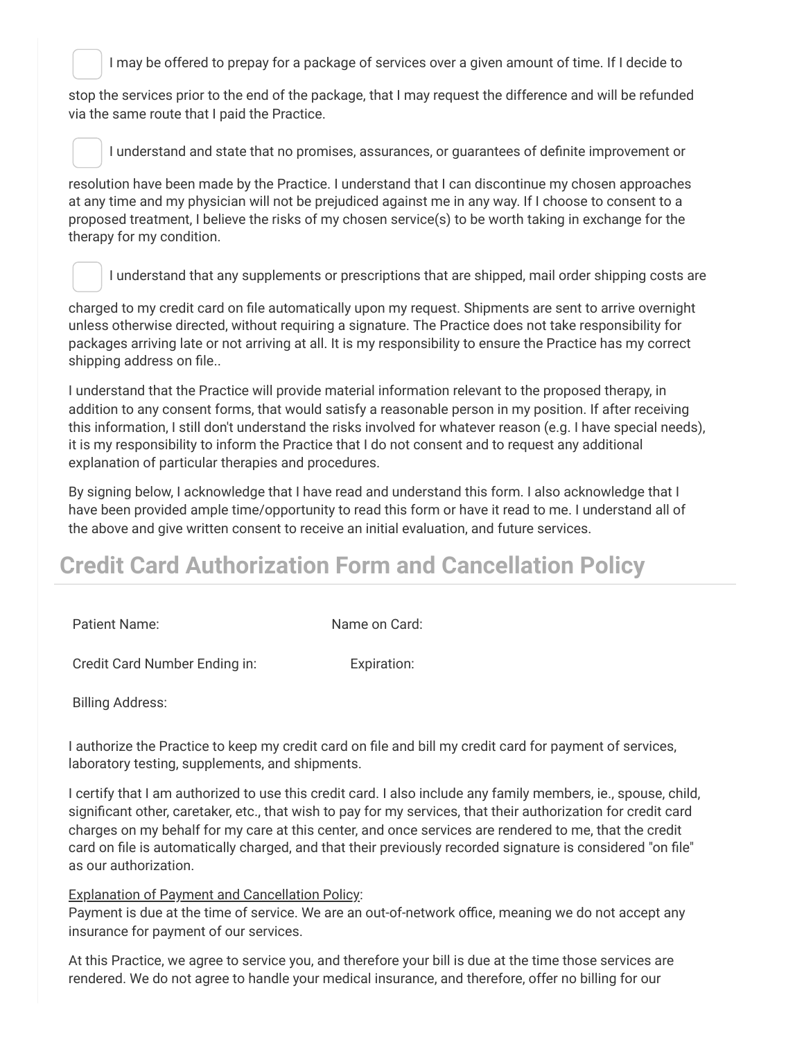- [ ] I may be offered to prepay for a package of services over a given amount of time. If I decide to stop the services prior to the end of the package, that I may request the difference and will be refunded via the same route that I paid the Practice.

- [ ] I understand and state that no promises, assurances, or guarantees of definite improvement or resolution have been made by the Practice. I understand that I can discontinue my chosen approaches at any time and my physician will not be prejudiced against me in any way. If I choose to consent to a proposed treatment, I believe the risks of my chosen service(s) to be worth taking in exchange for the therapy for my condition.

- [ ] I understand that any supplements or prescriptions that are shipped, mail order shipping costs are charged to my credit card on file automatically upon my request. Shipments are sent to arrive overnight unless otherwise directed, without requiring a signature. The Practice does not take responsibility for packages arriving late or not arriving at all. It is my responsibility to ensure the Practice has my correct shipping address on file..

I understand that the Practice will provide material information relevant to the proposed therapy, in addition to any consent forms, that would satisfy a reasonable person in my position. If after receiving this information, I still don't understand the risks involved for whatever reason (e.g. I have special needs), it is my responsibility to inform the Practice that I do not consent and to request any additional explanation of particular therapies and procedures.

By signing below, I acknowledge that I have read and understand this form. I also acknowledge that I have been provided ample time/opportunity to read this form or have it read to me. I understand all of the above and give written consent to receive an initial evaluation, and future services.

## Credit Card Authorization Form and Cancellation Policy

Patient Name: Name on Card:

Credit Card Number Ending in: Expiration:

Billing Address:

I authorize the Practice to keep my credit card on file and bill my credit card for payment of services, laboratory testing, supplements, and shipments.

I certify that I am authorized to use this credit card. I also include any family members, ie., spouse, child, significant other, caretaker, etc., that wish to pay for my services, that their authorization for credit card charges on my behalf for my care at this center, and once services are rendered to me, that the credit card on file is automatically charged, and that their previously recorded signature is considered "on file" as our authorization.

<u>Explanation of Payment and Cancellation Policy</u>:
Payment is due at the time of service. We are an out-of-network office, meaning we do not accept any insurance for payment of our services.

At this Practice, we agree to service you, and therefore your bill is due at the time those services are rendered. We do not agree to handle your medical insurance, and therefore, offer no billing for our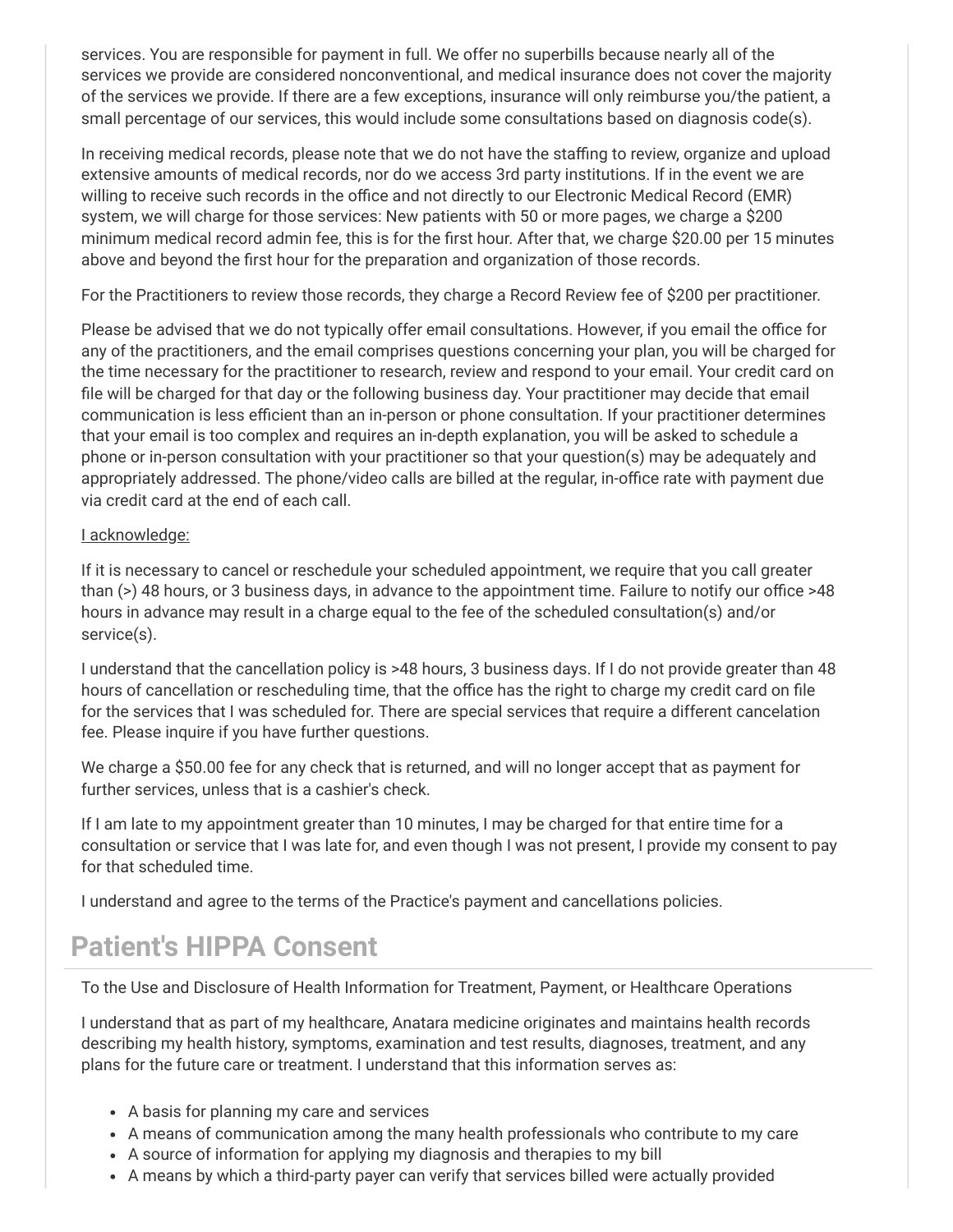services. You are responsible for payment in full. We offer no superbills because nearly all of the services we provide are considered nonconventional, and medical insurance does not cover the majority of the services we provide. If there are a few exceptions, insurance will only reimburse you/the patient, a small percentage of our services, this would include some consultations based on diagnosis code(s).

In receiving medical records, please note that we do not have the staffing to review, organize and upload extensive amounts of medical records, nor do we access 3rd party institutions. If in the event we are willing to receive such records in the office and not directly to our Electronic Medical Record (EMR) system, we will charge for those services: New patients with 50 or more pages, we charge a $200 minimum medical record admin fee, this is for the first hour. After that, we charge $20.00 per 15 minutes above and beyond the first hour for the preparation and organization of those records.

For the Practitioners to review those records, they charge a Record Review fee of $200 per practitioner.

Please be advised that we do not typically offer email consultations. However, if you email the office for any of the practitioners, and the email comprises questions concerning your plan, you will be charged for the time necessary for the practitioner to research, review and respond to your email. Your credit card on file will be charged for that day or the following business day. Your practitioner may decide that email communication is less efficient than an in-person or phone consultation. If your practitioner determines that your email is too complex and requires an in-depth explanation, you will be asked to schedule a phone or in-person consultation with your practitioner so that your question(s) may be adequately and appropriately addressed. The phone/video calls are billed at the regular, in-office rate with payment due via credit card at the end of each call.

I acknowledge:

If it is necessary to cancel or reschedule your scheduled appointment, we require that you call greater than (>) 48 hours, or 3 business days, in advance to the appointment time. Failure to notify our office >48 hours in advance may result in a charge equal to the fee of the scheduled consultation(s) and/or service(s).

I understand that the cancellation policy is >48 hours, 3 business days. If I do not provide greater than 48 hours of cancellation or rescheduling time, that the office has the right to charge my credit card on file for the services that I was scheduled for. There are special services that require a different cancelation fee. Please inquire if you have further questions.

We charge a $50.00 fee for any check that is returned, and will no longer accept that as payment for further services, unless that is a cashier's check.

If I am late to my appointment greater than 10 minutes, I may be charged for that entire time for a consultation or service that I was late for, and even though I was not present, I provide my consent to pay for that scheduled time.

I understand and agree to the terms of the Practice's payment and cancellations policies.

## Patient's HIPPA Consent

To the Use and Disclosure of Health Information for Treatment, Payment, or Healthcare Operations

I understand that as part of my healthcare, Anatara medicine originates and maintains health records describing my health history, symptoms, examination and test results, diagnoses, treatment, and any plans for the future care or treatment. I understand that this information serves as:

- A basis for planning my care and services
- A means of communication among the many health professionals who contribute to my care
- A source of information for applying my diagnosis and therapies to my bill
- A means by which a third-party payer can verify that services billed were actually provided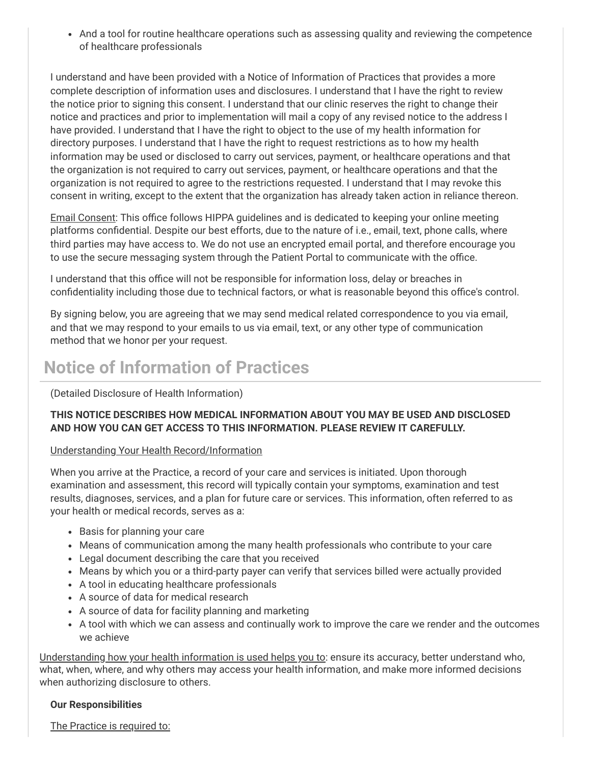- And a tool for routine healthcare operations such as assessing quality and reviewing the competence of healthcare professionals

I understand and have been provided with a Notice of Information of Practices that provides a more complete description of information uses and disclosures. I understand that I have the right to review the notice prior to signing this consent. I understand that our clinic reserves the right to change their notice and practices and prior to implementation will mail a copy of any revised notice to the address I have provided. I understand that I have the right to object to the use of my health information for directory purposes. I understand that I have the right to request restrictions as to how my health information may be used or disclosed to carry out services, payment, or healthcare operations and that the organization is not required to carry out services, payment, or healthcare operations and that the organization is not required to agree to the restrictions requested. I understand that I may revoke this consent in writing, except to the extent that the organization has already taken action in reliance thereon.

<u>Email Consent</u>: This office follows HIPPA guidelines and is dedicated to keeping your online meeting platforms confidential. Despite our best efforts, due to the nature of i.e., email, text, phone calls, where third parties may have access to. We do not use an encrypted email portal, and therefore encourage you to use the secure messaging system through the Patient Portal to communicate with the office.

I understand that this office will not be responsible for information loss, delay or breaches in confidentiality including those due to technical factors, or what is reasonable beyond this office's control.

By signing below, you are agreeing that we may send medical related correspondence to you via email, and that we may respond to your emails to us via email, text, or any other type of communication method that we honor per your request.

## Notice of Information of Practices

(Detailed Disclosure of Health Information)

**THIS NOTICE DESCRIBES HOW MEDICAL INFORMATION ABOUT YOU MAY BE USED AND DISCLOSED AND HOW YOU CAN GET ACCESS TO THIS INFORMATION. PLEASE REVIEW IT CAREFULLY.**

<u>Understanding Your Health Record/Information</u>

When you arrive at the Practice, a record of your care and services is initiated. Upon thorough examination and assessment, this record will typically contain your symptoms, examination and test results, diagnoses, services, and a plan for future care or services. This information, often referred to as your health or medical records, serves as a:

- Basis for planning your care
- Means of communication among the many health professionals who contribute to your care
- Legal document describing the care that you received
- Means by which you or a third-party payer can verify that services billed were actually provided
- A tool in educating healthcare professionals
- A source of data for medical research
- A source of data for facility planning and marketing
- A tool with which we can assess and continually work to improve the care we render and the outcomes we achieve

<u>Understanding how your health information is used helps you to</u>: ensure its accuracy, better understand who, what, when, where, and why others may access your health information, and make more informed decisions when authorizing disclosure to others.

**Our Responsibilities**

<u>The Practice is required to:</u>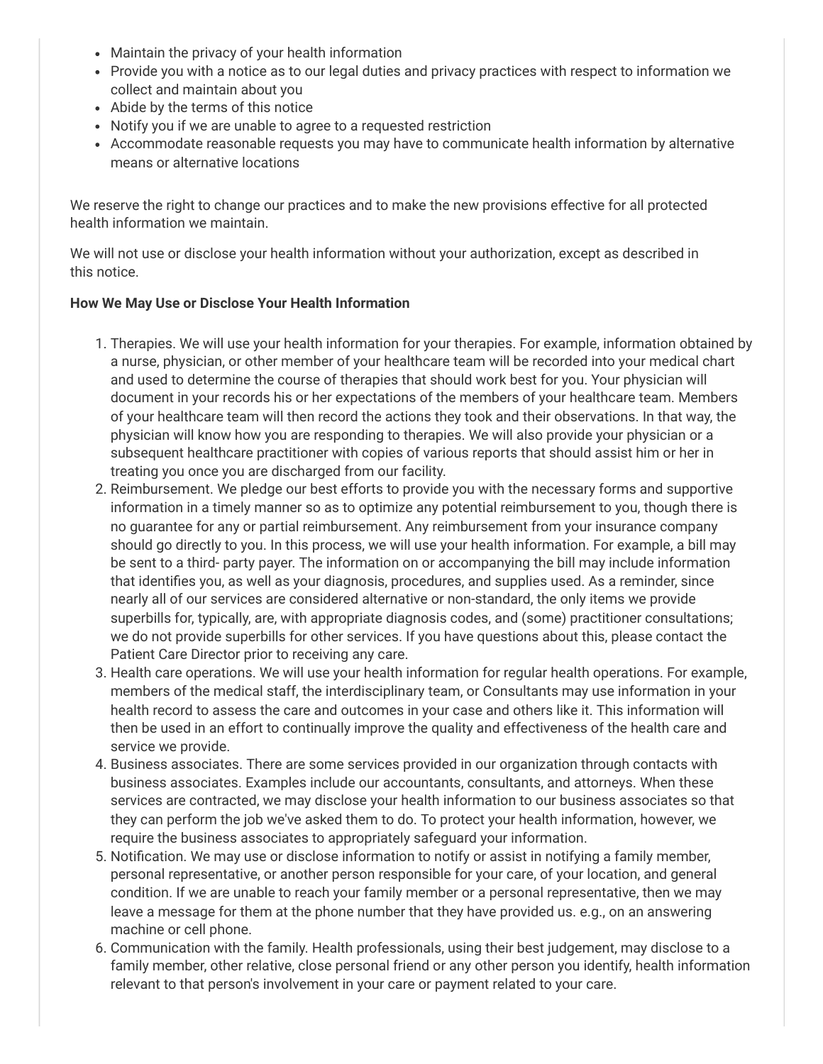- Maintain the privacy of your health information
- Provide you with a notice as to our legal duties and privacy practices with respect to information we collect and maintain about you
- Abide by the terms of this notice
- Notify you if we are unable to agree to a requested restriction
- Accommodate reasonable requests you may have to communicate health information by alternative means or alternative locations

We reserve the right to change our practices and to make the new provisions effective for all protected health information we maintain.

We will not use or disclose your health information without your authorization, except as described in this notice.

**How We May Use or Disclose Your Health Information**

1. Therapies. We will use your health information for your therapies. For example, information obtained by a nurse, physician, or other member of your healthcare team will be recorded into your medical chart and used to determine the course of therapies that should work best for you. Your physician will document in your records his or her expectations of the members of your healthcare team. Members of your healthcare team will then record the actions they took and their observations. In that way, the physician will know how you are responding to therapies. We will also provide your physician or a subsequent healthcare practitioner with copies of various reports that should assist him or her in treating you once you are discharged from our facility.
2. Reimbursement. We pledge our best efforts to provide you with the necessary forms and supportive information in a timely manner so as to optimize any potential reimbursement to you, though there is no guarantee for any or partial reimbursement. Any reimbursement from your insurance company should go directly to you. In this process, we will use your health information. For example, a bill may be sent to a third- party payer. The information on or accompanying the bill may include information that identifies you, as well as your diagnosis, procedures, and supplies used. As a reminder, since nearly all of our services are considered alternative or non-standard, the only items we provide superbills for, typically, are, with appropriate diagnosis codes, and (some) practitioner consultations; we do not provide superbills for other services. If you have questions about this, please contact the Patient Care Director prior to receiving any care.
3. Health care operations. We will use your health information for regular health operations. For example, members of the medical staff, the interdisciplinary team, or Consultants may use information in your health record to assess the care and outcomes in your case and others like it. This information will then be used in an effort to continually improve the quality and effectiveness of the health care and service we provide.
4. Business associates. There are some services provided in our organization through contacts with business associates. Examples include our accountants, consultants, and attorneys. When these services are contracted, we may disclose your health information to our business associates so that they can perform the job we've asked them to do. To protect your health information, however, we require the business associates to appropriately safeguard your information.
5. Notification. We may use or disclose information to notify or assist in notifying a family member, personal representative, or another person responsible for your care, of your location, and general condition. If we are unable to reach your family member or a personal representative, then we may leave a message for them at the phone number that they have provided us. e.g., on an answering machine or cell phone.
6. Communication with the family. Health professionals, using their best judgement, may disclose to a family member, other relative, close personal friend or any other person you identify, health information relevant to that person's involvement in your care or payment related to your care.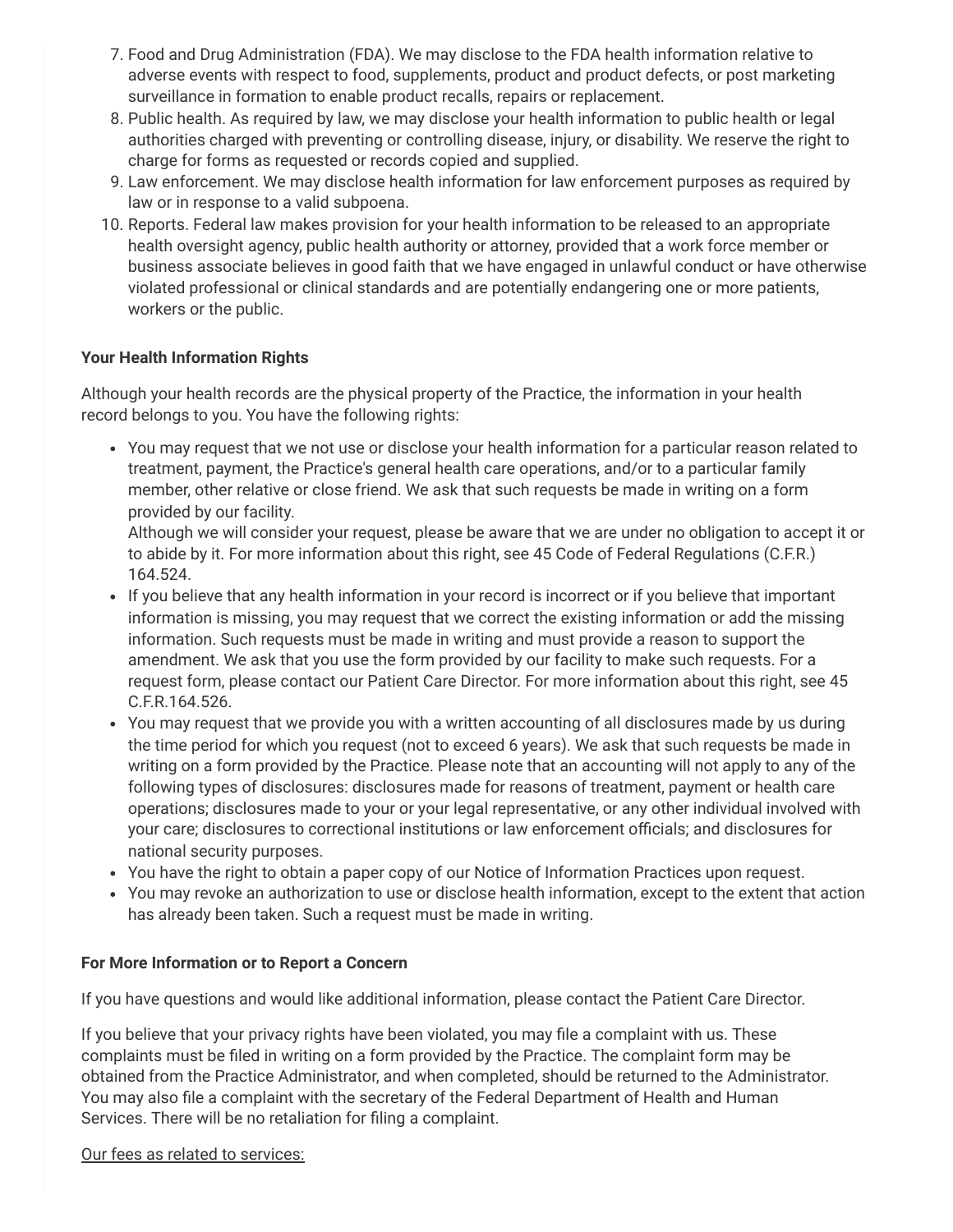7. Food and Drug Administration (FDA). We may disclose to the FDA health information relative to adverse events with respect to food, supplements, product and product defects, or post marketing surveillance in formation to enable product recalls, repairs or replacement.
8. Public health. As required by law, we may disclose your health information to public health or legal authorities charged with preventing or controlling disease, injury, or disability. We reserve the right to charge for forms as requested or records copied and supplied.
9. Law enforcement. We may disclose health information for law enforcement purposes as required by law or in response to a valid subpoena.
10. Reports. Federal law makes provision for your health information to be released to an appropriate health oversight agency, public health authority or attorney, provided that a work force member or business associate believes in good faith that we have engaged in unlawful conduct or have otherwise violated professional or clinical standards and are potentially endangering one or more patients, workers or the public.

**Your Health Information Rights**

Although your health records are the physical property of the Practice, the information in your health record belongs to you. You have the following rights:

- You may request that we not use or disclose your health information for a particular reason related to treatment, payment, the Practice's general health care operations, and/or to a particular family member, other relative or close friend. We ask that such requests be made in writing on a form provided by our facility.
  Although we will consider your request, please be aware that we are under no obligation to accept it or to abide by it. For more information about this right, see 45 Code of Federal Regulations (C.F.R.) 164.524.
- If you believe that any health information in your record is incorrect or if you believe that important information is missing, you may request that we correct the existing information or add the missing information. Such requests must be made in writing and must provide a reason to support the amendment. We ask that you use the form provided by our facility to make such requests. For a request form, please contact our Patient Care Director. For more information about this right, see 45 C.F.R.164.526.
- You may request that we provide you with a written accounting of all disclosures made by us during the time period for which you request (not to exceed 6 years). We ask that such requests be made in writing on a form provided by the Practice. Please note that an accounting will not apply to any of the following types of disclosures: disclosures made for reasons of treatment, payment or health care operations; disclosures made to your or your legal representative, or any other individual involved with your care; disclosures to correctional institutions or law enforcement officials; and disclosures for national security purposes.
- You have the right to obtain a paper copy of our Notice of Information Practices upon request.
- You may revoke an authorization to use or disclose health information, except to the extent that action has already been taken. Such a request must be made in writing.

**For More Information or to Report a Concern**

If you have questions and would like additional information, please contact the Patient Care Director.

If you believe that your privacy rights have been violated, you may file a complaint with us. These complaints must be filed in writing on a form provided by the Practice. The complaint form may be obtained from the Practice Administrator, and when completed, should be returned to the Administrator. You may also file a complaint with the secretary of the Federal Department of Health and Human Services. There will be no retaliation for filing a complaint.

Our fees as related to services: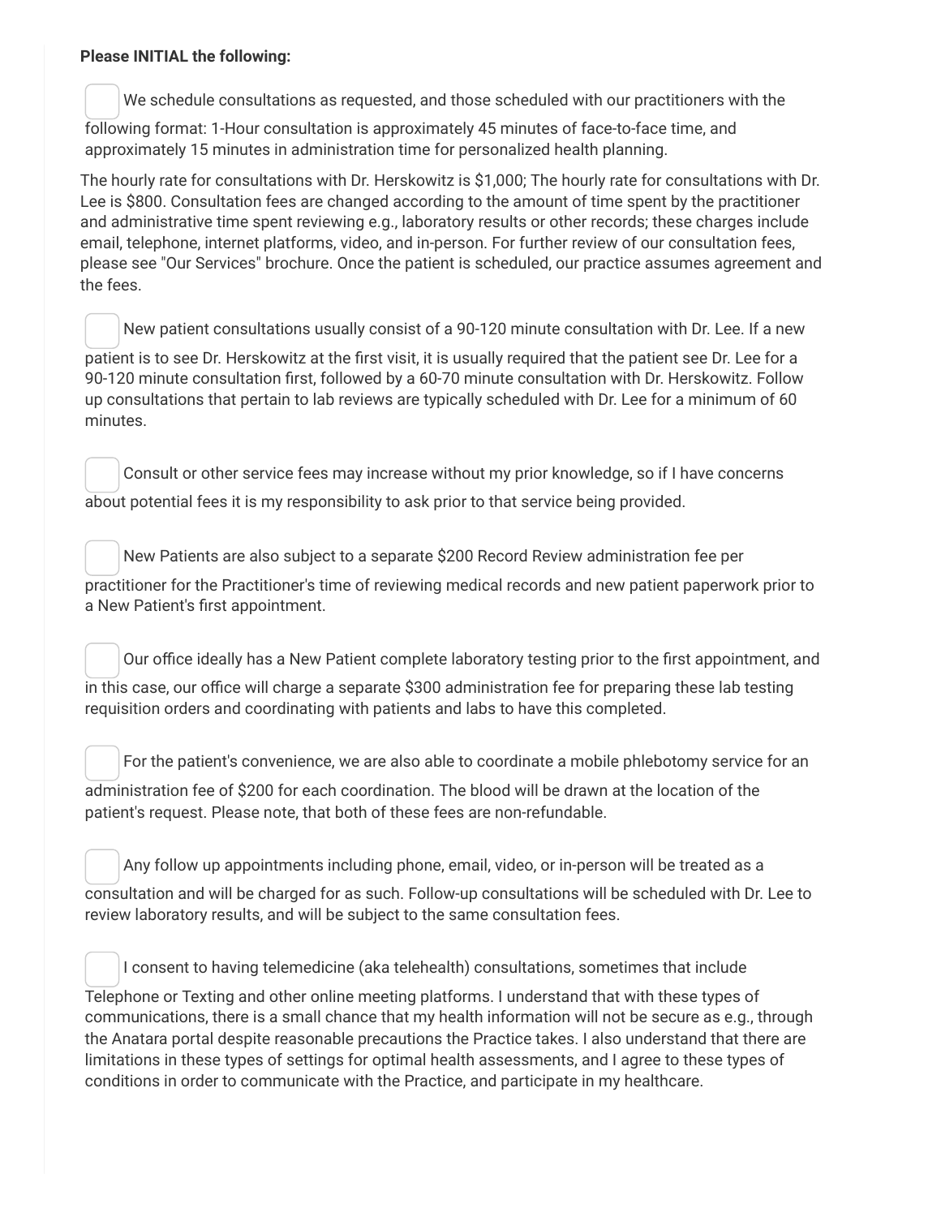**Please INITIAL the following:**

- [ ] We schedule consultations as requested, and those scheduled with our practitioners with the following format: 1-Hour consultation is approximately 45 minutes of face-to-face time, and approximately 15 minutes in administration time for personalized health planning.

The hourly rate for consultations with Dr. Herskowitz is $1,000; The hourly rate for consultations with Dr. Lee is $800. Consultation fees are changed according to the amount of time spent by the practitioner and administrative time spent reviewing e.g., laboratory results or other records; these charges include email, telephone, internet platforms, video, and in-person. For further review of our consultation fees, please see "Our Services" brochure. Once the patient is scheduled, our practice assumes agreement and the fees.

- [ ] New patient consultations usually consist of a 90-120 minute consultation with Dr. Lee. If a new patient is to see Dr. Herskowitz at the first visit, it is usually required that the patient see Dr. Lee for a 90-120 minute consultation first, followed by a 60-70 minute consultation with Dr. Herskowitz. Follow up consultations that pertain to lab reviews are typically scheduled with Dr. Lee for a minimum of 60 minutes.

- [ ] Consult or other service fees may increase without my prior knowledge, so if I have concerns about potential fees it is my responsibility to ask prior to that service being provided.

- [ ] New Patients are also subject to a separate $200 Record Review administration fee per practitioner for the Practitioner's time of reviewing medical records and new patient paperwork prior to a New Patient's first appointment.

- [ ] Our office ideally has a New Patient complete laboratory testing prior to the first appointment, and in this case, our office will charge a separate $300 administration fee for preparing these lab testing requisition orders and coordinating with patients and labs to have this completed.

- [ ] For the patient's convenience, we are also able to coordinate a mobile phlebotomy service for an administration fee of $200 for each coordination. The blood will be drawn at the location of the patient's request. Please note, that both of these fees are non-refundable.

- [ ] Any follow up appointments including phone, email, video, or in-person will be treated as a consultation and will be charged for as such. Follow-up consultations will be scheduled with Dr. Lee to review laboratory results, and will be subject to the same consultation fees.

- [ ] I consent to having telemedicine (aka telehealth) consultations, sometimes that include Telephone or Texting and other online meeting platforms. I understand that with these types of communications, there is a small chance that my health information will not be secure as e.g., through the Anatara portal despite reasonable precautions the Practice takes. I also understand that there are limitations in these types of settings for optimal health assessments, and I agree to these types of conditions in order to communicate with the Practice, and participate in my healthcare.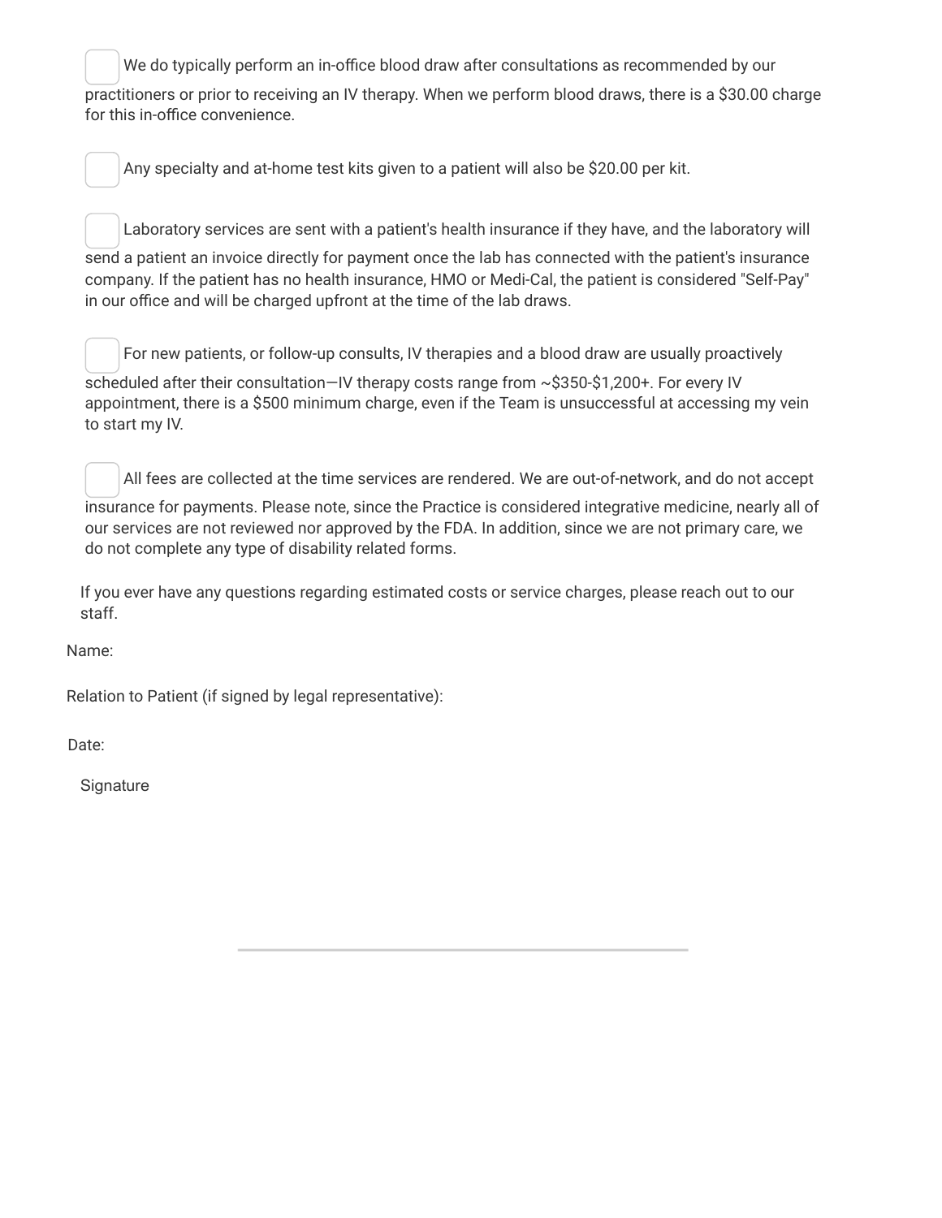- [ ] We do typically perform an in-office blood draw after consultations as recommended by our practitioners or prior to receiving an IV therapy. When we perform blood draws, there is a $30.00 charge for this in-office convenience.

- [ ] Any specialty and at-home test kits given to a patient will also be $20.00 per kit.

- [ ] Laboratory services are sent with a patient's health insurance if they have, and the laboratory will send a patient an invoice directly for payment once the lab has connected with the patient's insurance company. If the patient has no health insurance, HMO or Medi-Cal, the patient is considered "Self-Pay" in our office and will be charged upfront at the time of the lab draws.

- [ ] For new patients, or follow-up consults, IV therapies and a blood draw are usually proactively scheduled after their consultation—IV therapy costs range from ~$350-$1,200+. For every IV appointment, there is a $500 minimum charge, even if the Team is unsuccessful at accessing my vein to start my IV.

- [ ] All fees are collected at the time services are rendered. We are out-of-network, and do not accept insurance for payments. Please note, since the Practice is considered integrative medicine, nearly all of our services are not reviewed nor approved by the FDA. In addition, since we are not primary care, we do not complete any type of disability related forms.

If you ever have any questions regarding estimated costs or service charges, please reach out to our staff.

Name:

Relation to Patient (if signed by legal representative):

Date:

Signature